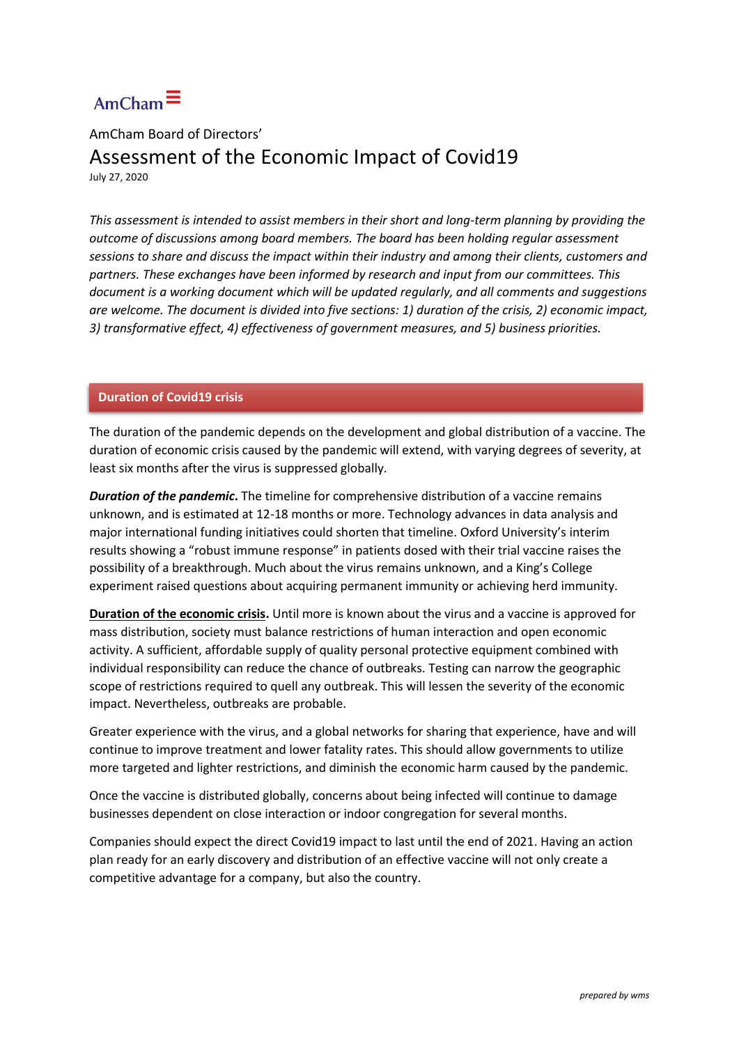AmCham

AmCham Board of Directors'

# Assessment of the Economic Impact of Covid19

July 27, 2020

*This assessment is intended to assist members in their short and long-term planning by providing the outcome of discussions among board members. The board has been holding regular assessment sessions to share and discuss the impact within their industry and among their clients, customers and partners. These exchanges have been informed by research and input from our committees. This document is a working document which will be updated regularly, and all comments and suggestions are welcome. The document is divided into five sections: 1) duration of the crisis, 2) economic impact, 3) transformative effect, 4) effectiveness of government measures, and 5) business priorities.*

## Duration of Covid19 crisis

The duration of the pandemic depends on the development and global distribution of a vaccine. The duration of economic crisis caused by the pandemic will extend, with varying degrees of severity, at least six months after the virus is suppressed globally.

***Duration of the pandemic.*** The timeline for comprehensive distribution of a vaccine remains unknown, and is estimated at 12-18 months or more. Technology advances in data analysis and major international funding initiatives could shorten that timeline. Oxford University's interim results showing a "robust immune response" in patients dosed with their trial vaccine raises the possibility of a breakthrough. Much about the virus remains unknown, and a King's College experiment raised questions about acquiring permanent immunity or achieving herd immunity.

<u>**Duration of the economic crisis**</u>**.** Until more is known about the virus and a vaccine is approved for mass distribution, society must balance restrictions of human interaction and open economic activity. A sufficient, affordable supply of quality personal protective equipment combined with individual responsibility can reduce the chance of outbreaks. Testing can narrow the geographic scope of restrictions required to quell any outbreak. This will lessen the severity of the economic impact. Nevertheless, outbreaks are probable.

Greater experience with the virus, and a global networks for sharing that experience, have and will continue to improve treatment and lower fatality rates. This should allow governments to utilize more targeted and lighter restrictions, and diminish the economic harm caused by the pandemic.

Once the vaccine is distributed globally, concerns about being infected will continue to damage businesses dependent on close interaction or indoor congregation for several months.

Companies should expect the direct Covid19 impact to last until the end of 2021. Having an action plan ready for an early discovery and distribution of an effective vaccine will not only create a competitive advantage for a company, but also the country.

*prepared by wms*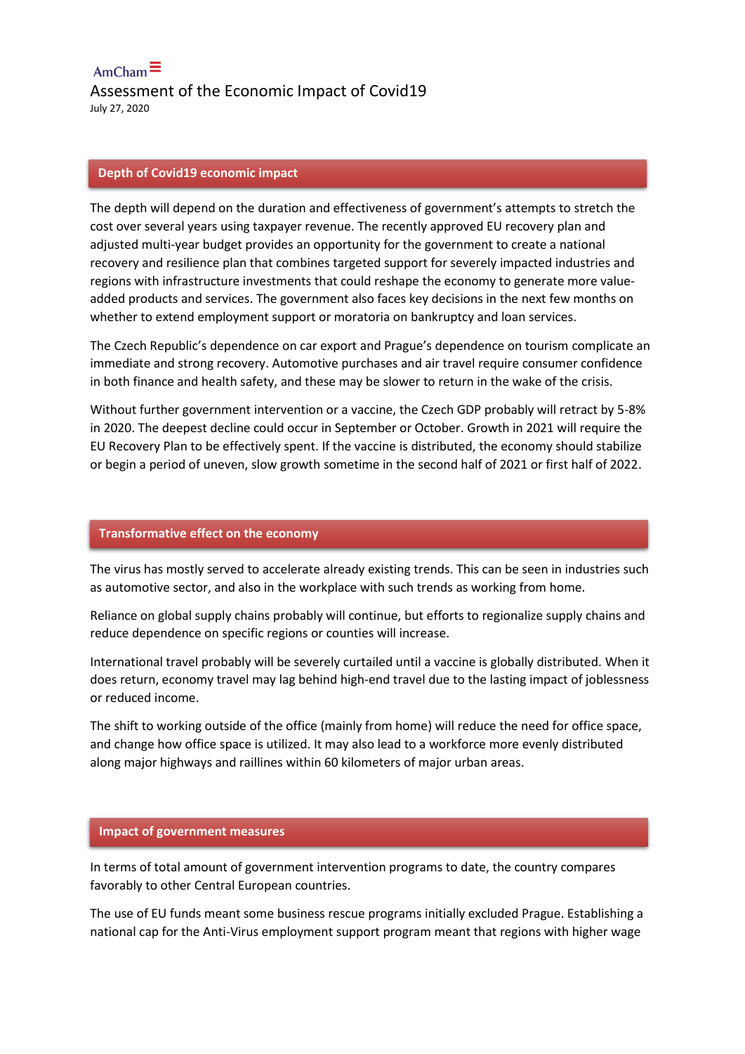AmCham

# Assessment of the Economic Impact of Covid19

July 27, 2020

## Depth of Covid19 economic impact

The depth will depend on the duration and effectiveness of government's attempts to stretch the cost over several years using taxpayer revenue. The recently approved EU recovery plan and adjusted multi-year budget provides an opportunity for the government to create a national recovery and resilience plan that combines targeted support for severely impacted industries and regions with infrastructure investments that could reshape the economy to generate more value-added products and services. The government also faces key decisions in the next few months on whether to extend employment support or moratoria on bankruptcy and loan services.

The Czech Republic's dependence on car export and Prague's dependence on tourism complicate an immediate and strong recovery. Automotive purchases and air travel require consumer confidence in both finance and health safety, and these may be slower to return in the wake of the crisis.

Without further government intervention or a vaccine, the Czech GDP probably will retract by 5-8% in 2020. The deepest decline could occur in September or October. Growth in 2021 will require the EU Recovery Plan to be effectively spent. If the vaccine is distributed, the economy should stabilize or begin a period of uneven, slow growth sometime in the second half of 2021 or first half of 2022.

## Transformative effect on the economy

The virus has mostly served to accelerate already existing trends. This can be seen in industries such as automotive sector, and also in the workplace with such trends as working from home.

Reliance on global supply chains probably will continue, but efforts to regionalize supply chains and reduce dependence on specific regions or counties will increase.

International travel probably will be severely curtailed until a vaccine is globally distributed. When it does return, economy travel may lag behind high-end travel due to the lasting impact of joblessness or reduced income.

The shift to working outside of the office (mainly from home) will reduce the need for office space, and change how office space is utilized. It may also lead to a workforce more evenly distributed along major highways and raillines within 60 kilometers of major urban areas.

## Impact of government measures

In terms of total amount of government intervention programs to date, the country compares favorably to other Central European countries.

The use of EU funds meant some business rescue programs initially excluded Prague. Establishing a national cap for the Anti-Virus employment support program meant that regions with higher wage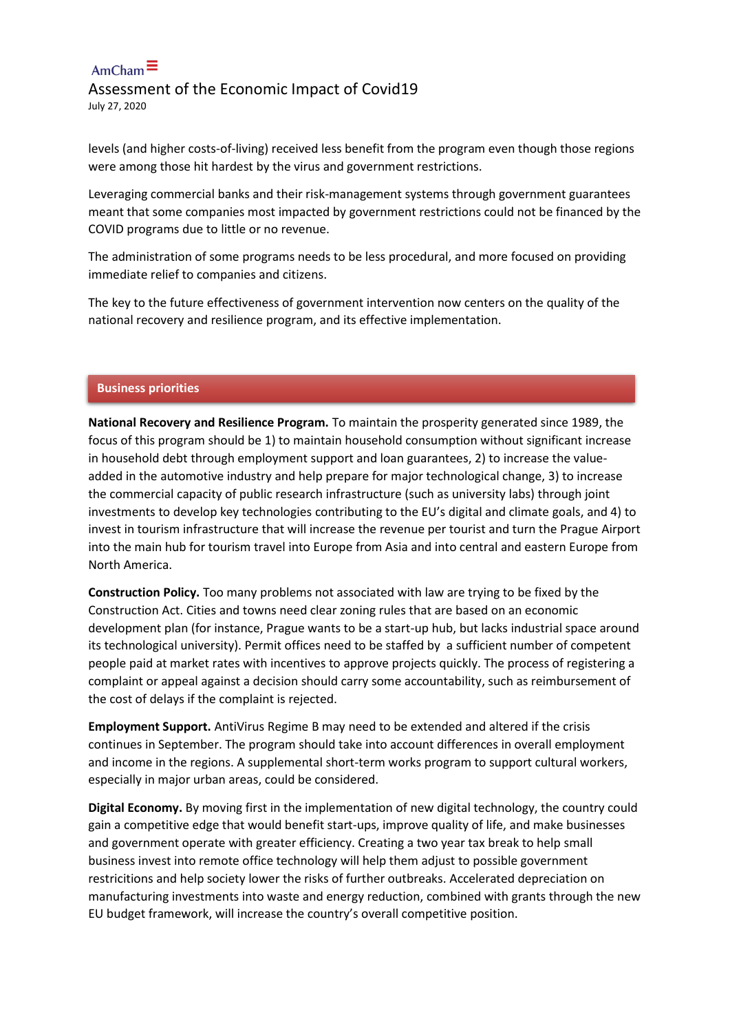levels (and higher costs-of-living) received less benefit from the program even though those regions were among those hit hardest by the virus and government restrictions.

Leveraging commercial banks and their risk-management systems through government guarantees meant that some companies most impacted by government restrictions could not be financed by the COVID programs due to little or no revenue.

The administration of some programs needs to be less procedural, and more focused on providing immediate relief to companies and citizens.

The key to the future effectiveness of government intervention now centers on the quality of the national recovery and resilience program, and its effective implementation.

## Business priorities

**National Recovery and Resilience Program.** To maintain the prosperity generated since 1989, the focus of this program should be 1) to maintain household consumption without significant increase in household debt through employment support and loan guarantees, 2) to increase the value-added in the automotive industry and help prepare for major technological change, 3) to increase the commercial capacity of public research infrastructure (such as university labs) through joint investments to develop key technologies contributing to the EU's digital and climate goals, and 4) to invest in tourism infrastructure that will increase the revenue per tourist and turn the Prague Airport into the main hub for tourism travel into Europe from Asia and into central and eastern Europe from North America.

**Construction Policy.** Too many problems not associated with law are trying to be fixed by the Construction Act. Cities and towns need clear zoning rules that are based on an economic development plan (for instance, Prague wants to be a start-up hub, but lacks industrial space around its technological university). Permit offices need to be staffed by a sufficient number of competent people paid at market rates with incentives to approve projects quickly. The process of registering a complaint or appeal against a decision should carry some accountability, such as reimbursement of the cost of delays if the complaint is rejected.

**Employment Support.** AntiVirus Regime B may need to be extended and altered if the crisis continues in September. The program should take into account differences in overall employment and income in the regions. A supplemental short-term works program to support cultural workers, especially in major urban areas, could be considered.

**Digital Economy.** By moving first in the implementation of new digital technology, the country could gain a competitive edge that would benefit start-ups, improve quality of life, and make businesses and government operate with greater efficiency. Creating a two year tax break to help small business invest into remote office technology will help them adjust to possible government restricitions and help society lower the risks of further outbreaks. Accelerated depreciation on manufacturing investments into waste and energy reduction, combined with grants through the new EU budget framework, will increase the country's overall competitive position.